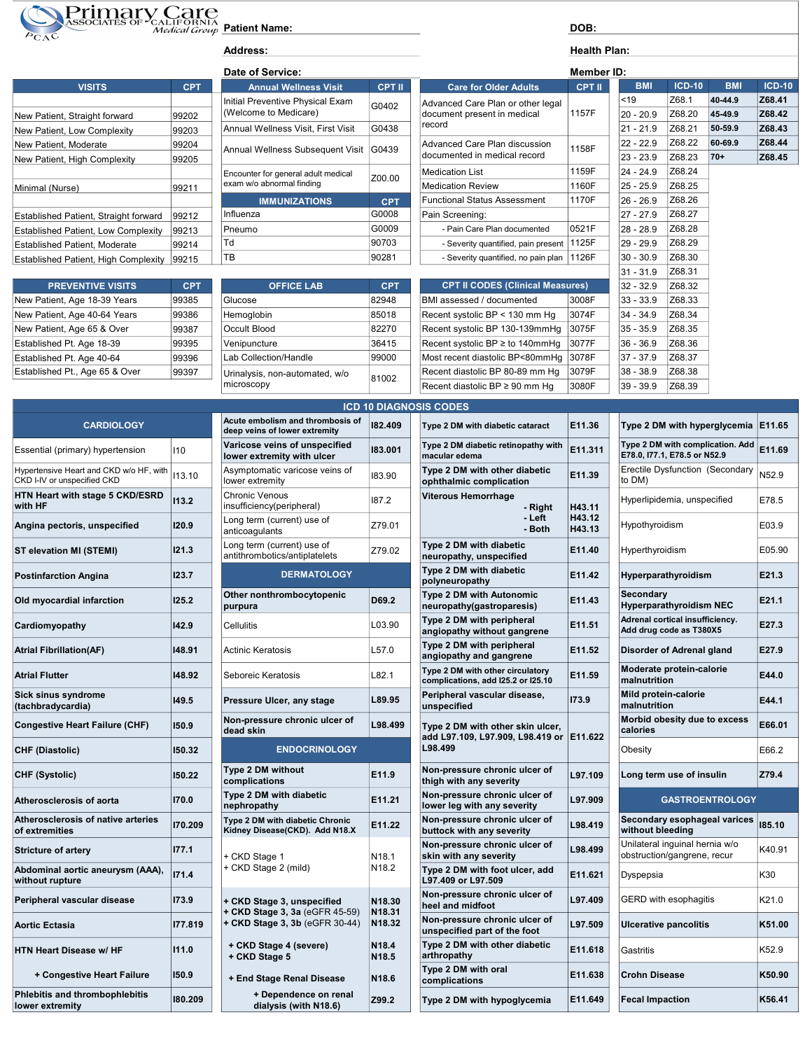# Primary Care Associates of California Medical Group (PCAC)

**Patient Name:**

**DOB:**

**Address:**

**Health Plan:**

**Date of Service:**

**Member ID:**

| VISITS | CPT |
|---|---|
| New Patient, Straight forward | 99202 |
| New Patient, Low Complexity | 99203 |
| New Patient, Moderate | 99204 |
| New Patient, High Complexity | 99205 |
| Minimal (Nurse) | 99211 |
| Established Patient, Straight forward | 99212 |
| Established Patient, Low Complexity | 99213 |
| Established Patient, Moderate | 99214 |
| Established Patient, High Complexity | 99215 |

| Annual Wellness Visit | CPT II |
|---|---|
| Initial Preventive Physical Exam (Welcome to Medicare) | G0402 |
| Annual Wellness Visit, First Visit | G0438 |
| Annual Wellness Subsequent Visit | G0439 |
| Encounter for general adult medical exam w/o abnormal finding | Z00.00 |

| IMMUNIZATIONS | CPT |
|---|---|
| Influenza | G0008 |
| Pneumo | G0009 |
| Td | 90703 |
| TB | 90281 |

| Care for Older Adults | CPT II |
|---|---|
| Advanced Care Plan or other legal document present in medical record | 1157F |
| Advanced Care Plan discussion documented in medical record | 1158F |
| Medication List | 1159F |
| Medication Review | 1160F |
| Functional Status Assessment | 1170F |
| Pain Screening: | |
| - Pain Care Plan documented | 0521F |
| - Severity quantified, pain present | 1125F |
| - Severity quantified, no pain plan | 1126F |

| BMI | ICD-10 | BMI | ICD-10 |
|---|---|---|---|
| <19 | Z68.1 | **40-44.9** | **Z68.41** |
| 20 - 20.9 | Z68.20 | **45-49.9** | **Z68.42** |
| 21 - 21.9 | Z68.21 | **50-59.9** | **Z68.43** |
| 22 - 22.9 | Z68.22 | **60-69.9** | **Z68.44** |
| 23 - 23.9 | Z68.23 | **70+** | **Z68.45** |
| 24 - 24.9 | Z68.24 | | |
| 25 - 25.9 | Z68.25 | | |
| 26 - 26.9 | Z68.26 | | |
| 27 - 27.9 | Z68.27 | | |
| 28 - 28.9 | Z68.28 | | |
| 29 - 29.9 | Z68.29 | | |
| 30 - 30.9 | Z68.30 | | |
| 31 - 31.9 | Z68.31 | | |
| 32 - 32.9 | Z68.32 | | |
| 33 - 33.9 | Z68.33 | | |
| 34 - 34.9 | Z68.34 | | |
| 35 - 35.9 | Z68.35 | | |
| 36 - 36.9 | Z68.36 | | |
| 37 - 37.9 | Z68.37 | | |
| 38 - 38.9 | Z68.38 | | |
| 39 - 39.9 | Z68.39 | | |

| PREVENTIVE VISITS | CPT |
|---|---|
| New Patient, Age 18-39 Years | 99385 |
| New Patient, Age 40-64 Years | 99386 |
| New Patient, Age 65 & Over | 99387 |
| Established Pt. Age 18-39 | 99395 |
| Established Pt. Age 40-64 | 99396 |
| Established Pt., Age 65 & Over | 99397 |

| OFFICE LAB | CPT |
|---|---|
| Glucose | 82948 |
| Hemoglobin | 85018 |
| Occult Blood | 82270 |
| Venipuncture | 36415 |
| Lab Collection/Handle | 99000 |
| Urinalysis, non-automated, w/o microscopy | 81002 |

| CPT II CODES (Clinical Measures) | |
|---|---|
| BMI assessed / documented | 3008F |
| Recent systolic BP < 130 mm Hg | 3074F |
| Recent systolic BP 130-139mmHg | 3075F |
| Recent systolic BP ≥ to 140mmHg | 3077F |
| Most recent diastolic BP<80mmHg | 3078F |
| Recent diastolic BP 80-89 mm Hg | 3079F |
| Recent diastolic BP ≥ 90 mm Hg | 3080F |

## ICD 10 DIAGNOSIS CODES

| CARDIOLOGY | |
|---|---|
| Essential (primary) hypertension | I10 |
| Hypertensive Heart and CKD w/o HF, with CKD I-IV or unspecified CKD | I13.10 |
| **HTN Heart with stage 5 CKD/ESRD with HF** | **I13.2** |
| **Angina pectoris, unspecified** | **I20.9** |
| **ST elevation MI (STEMI)** | **I21.3** |
| **Postinfarction Angina** | **I23.7** |
| **Old myocardial infarction** | **I25.2** |
| **Cardiomyopathy** | **I42.9** |
| **Atrial Fibrillation(AF)** | **I48.91** |
| **Atrial Flutter** | **I48.92** |
| **Sick sinus syndrome (tachbradycardia)** | **I49.5** |
| **Congestive Heart Failure (CHF)** | **I50.9** |
| **CHF (Diastolic)** | **I50.32** |
| **CHF (Systolic)** | **I50.22** |
| **Atherosclerosis of aorta** | **I70.0** |
| **Atherosclerosis of native arteries of extremities** | **I70.209** |
| **Stricture of artery** | **I77.1** |
| **Abdominal aortic aneurysm (AAA), without rupture** | **I71.4** |
| **Peripheral vascular disease** | **I73.9** |
| **Aortic Ectasia** | **I77.819** |
| **HTN Heart Disease w/ HF** | **I11.0** |
| **+ Congestive Heart Failure** | **I50.9** |
| **Phlebitis and thrombophlebitis lower extremity** | **I80.209** |
| **Acute embolism and thrombosis of deep veins of lower extremity** | **I82.409** |
| **Varicose veins of unspecified lower extremity with ulcer** | **I83.001** |
| Asymptomatic varicose veins of lower extremity | I83.90 |
| Chronic Venous insufficiency(peripheral) | I87.2 |
| Long term (current) use of anticoagulants | Z79.01 |
| Long term (current) use of antithrombotics/antiplatelets | Z79.02 |

| DERMATOLOGY | |
|---|---|
| **Other nonthrombocytopenic purpura** | **D69.2** |
| Cellulitis | L03.90 |
| Actinic Keratosis | L57.0 |
| Seboreic Keratosis | L82.1 |
| **Pressure Ulcer, any stage** | **L89.95** |
| **Non-pressure chronic ulcer of dead skin** | **L98.499** |

| ENDOCRINOLOGY | |
|---|---|
| **Type 2 DM without complications** | **E11.9** |
| **Type 2 DM with diabetic nephropathy** | **E11.21** |
| **Type 2 DM with diabetic Chronic Kidney Disease(CKD). Add N18.X** | **E11.22** |
| + CKD Stage 1 | N18.1 |
| + CKD Stage 2 (mild) | N18.2 |
| **+ CKD Stage 3, unspecified** | **N18.30** |
| **+ CKD Stage 3, 3a (eGFR 45-59)** | **N18.31** |
| **+ CKD Stage 3, 3b (eGFR 30-44)** | **N18.32** |
| **+ CKD Stage 4 (severe)** | **N18.4** |
| **+ CKD Stage 5** | **N18.5** |
| **+ End Stage Renal Disease** | **N18.6** |
| **+ Dependence on renal dialysis (with N18.6)** | **Z99.2** |
| **Type 2 DM with diabetic cataract** | **E11.36** |
| **Type 2 DM diabetic retinopathy with macular edema** | **E11.311** |
| **Type 2 DM with other diabetic ophthalmic complication** | **E11.39** |
| **Viterous Hemorrhage - Right** | **H43.11** |
| **- Left** | **H43.12** |
| **- Both** | **H43.13** |
| **Type 2 DM with diabetic neuropathy, unspecified** | **E11.40** |
| **Type 2 DM with diabetic polyneuropathy** | **E11.42** |
| **Type 2 DM with Autonomic neuropathy(gastroparesis)** | **E11.43** |
| **Type 2 DM with peripheral angiopathy without gangrene** | **E11.51** |
| **Type 2 DM with peripheral angiopathy and gangrene** | **E11.52** |
| **Type 2 DM with other circulatory complications, add I25.2 or I25.10** | **E11.59** |
| **Peripheral vascular disease, unspecified** | **I73.9** |
| **Type 2 DM with other skin ulcer, add L97.109, L97.909, L98.419 or L98.499** | **E11.622** |
| **Non-pressure chronic ulcer of thigh with any severity** | **L97.109** |
| **Non-pressure chronic ulcer of lower leg with any severity** | **L97.909** |
| **Non-pressure chronic ulcer of buttock with any severity** | **L98.419** |
| **Non-pressure chronic ulcer of skin with any severity** | **L98.499** |
| **Type 2 DM with foot ulcer, add L97.409 or L97.509** | **E11.621** |
| **Non-pressure chronic ulcer of heel and midfoot** | **L97.409** |
| **Non-pressure chronic ulcer of unspecified part of the foot** | **L97.509** |
| **Type 2 DM with other diabetic arthropathy** | **E11.618** |
| **Type 2 DM with oral complications** | **E11.638** |
| **Type 2 DM with hypoglycemia** | **E11.649** |
| **Type 2 DM with hyperglycemia** | **E11.65** |
| **Type 2 DM with complication. Add E78.0, I77.1, E78.5 or N52.9** | **E11.69** |
| Erectile Dysfunction (Secondary to DM) | N52.9 |
| Hyperlipidemia, unspecified | E78.5 |
| Hypothyroidism | E03.9 |
| Hyperthyroidism | E05.90 |
| **Hyperparathyroidism** | **E21.3** |
| **Secondary Hyperparathyroidism NEC** | **E21.1** |
| **Adrenal cortical insufficiency. Add drug code as T380X5** | **E27.3** |
| **Disorder of Adrenal gland** | **E27.9** |
| **Moderate protein-calorie malnutrition** | **E44.0** |
| **Mild protein-calorie malnutrition** | **E44.1** |
| **Morbid obesity due to excess calories** | **E66.01** |
| Obesity | E66.2 |
| **Long term use of insulin** | **Z79.4** |

| GASTROENTROLOGY | |
|---|---|
| **Secondary esophageal varices without bleeding** | **I85.10** |
| Unilateral inguinal hernia w/o obstruction/gangrene, recur | K40.91 |
| Dyspepsia | K30 |
| GERD with esophagitis | K21.0 |
| **Ulcerative pancolitis** | **K51.00** |
| Gastritis | K52.9 |
| **Crohn Disease** | **K50.90** |
| **Fecal Impaction** | **K56.41** |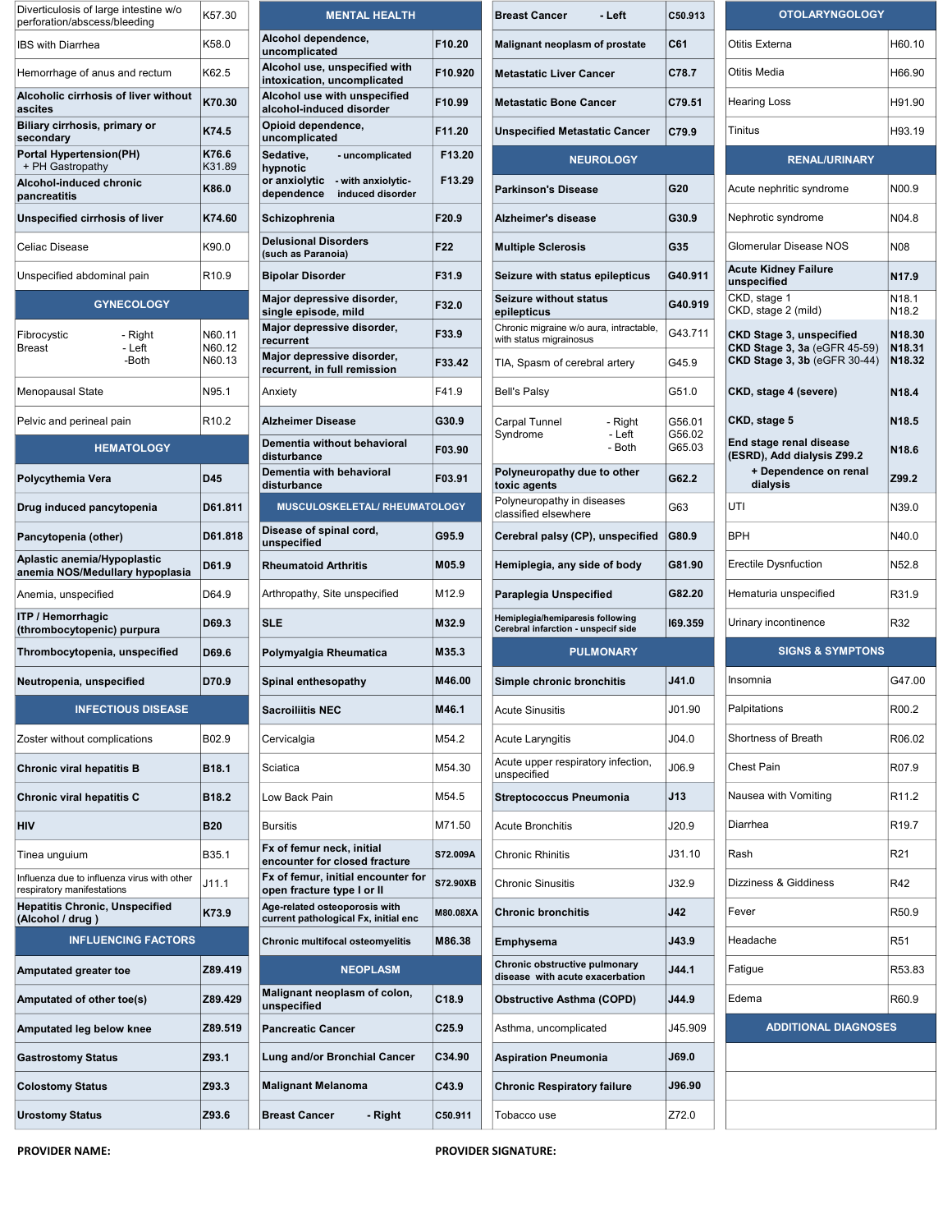| | |
|---|---|
| Diverticulosis of large intestine w/o perforation/abscess/bleeding | K57.30 |
| IBS with Diarrhea | K58.0 |
| Hemorrhage of anus and rectum | K62.5 |
| **Alcoholic cirrhosis of liver without ascites** | **K70.30** |
| **Biliary cirrhosis, primary or secondary** | **K74.5** |
| **Portal Hypertension(PH)** + PH Gastropathy | **K76.6** K31.89 |
| **Alcohol-induced chronic pancreatitis** | **K86.0** |
| **Unspecified cirrhosis of liver** | **K74.60** |
| Celiac Disease | K90.0 |
| Unspecified abdominal pain | R10.9 |
| **GYNECOLOGY** | |
| Fibrocystic Breast - Right / - Left / -Both | N60.11 / N60.12 / N60.13 |
| Menopausal State | N95.1 |
| Pelvic and perineal pain | R10.2 |
| **HEMATOLOGY** | |
| **Polycythemia Vera** | **D45** |
| **Drug induced pancytopenia** | **D61.811** |
| **Pancytopenia (other)** | **D61.818** |
| **Aplastic anemia/Hypoplastic anemia NOS/Medullary hypoplasia** | **D61.9** |
| Anemia, unspecified | D64.9 |
| **ITP / Hemorrhagic (thrombocytopenic) purpura** | **D69.3** |
| **Thrombocytopenia, unspecified** | **D69.6** |
| **Neutropenia, unspecified** | **D70.9** |
| **INFECTIOUS DISEASE** | |
| Zoster without complications | B02.9 |
| **Chronic viral hepatitis B** | **B18.1** |
| **Chronic viral hepatitis C** | **B18.2** |
| **HIV** | **B20** |
| Tinea unguium | B35.1 |
| Influenza due to influenza virus with other respiratory manifestations | J11.1 |
| **Hepatitis Chronic, Unspecified (Alcohol / drug )** | **K73.9** |
| **INFLUENCING FACTORS** | |
| **Amputated greater toe** | **Z89.419** |
| **Amputated of other toe(s)** | **Z89.429** |
| **Amputated leg below knee** | **Z89.519** |
| **Gastrostomy Status** | **Z93.1** |
| **Colostomy Status** | **Z93.3** |
| **Urostomy Status** | **Z93.6** |

| | |
|---|---|
| **MENTAL HEALTH** | |
| **Alcohol dependence, uncomplicated** | **F10.20** |
| **Alcohol use, unspecified with intoxication, uncomplicated** | **F10.920** |
| **Alcohol use with unspecified alcohol-induced disorder** | **F10.99** |
| **Opioid dependence, uncomplicated** | **F11.20** |
| **Sedative, hypnotic or anxiolytic dependence** - uncomplicated | **F13.20** |
| **Sedative, hypnotic or anxiolytic dependence** - with anxiolytic-induced disorder | **F13.29** |
| **Schizophrenia** | **F20.9** |
| **Delusional Disorders (such as Paranoia)** | **F22** |
| **Bipolar Disorder** | **F31.9** |
| **Major depressive disorder, single episode, mild** | **F32.0** |
| **Major depressive disorder, recurrent** | **F33.9** |
| **Major depressive disorder, recurrent, in full remission** | **F33.42** |
| Anxiety | F41.9 |
| **Alzheimer Disease** | **G30.9** |
| **Dementia without behavioral disturbance** | **F03.90** |
| **Dementia with behavioral disturbance** | **F03.91** |
| **MUSCULOSKELETAL/ RHEUMATOLOGY** | |
| **Disease of spinal cord, unspecified** | **G95.9** |
| **Rheumatoid Arthritis** | **M05.9** |
| Arthropathy, Site unspecified | M12.9 |
| **SLE** | **M32.9** |
| **Polymyalgia Rheumatica** | **M35.3** |
| **Spinal enthesopathy** | **M46.00** |
| **Sacroiliitis NEC** | **M46.1** |
| Cervicalgia | M54.2 |
| Sciatica | M54.30 |
| Low Back Pain | M54.5 |
| Bursitis | M71.50 |
| **Fx of femur neck, initial encounter for closed fracture** | **S72.009A** |
| **Fx of femur, initial encounter for open fracture type I or II** | **S72.90XB** |
| **Age-related osteoporosis with current pathological Fx, initial enc** | **M80.08XA** |
| **Chronic multifocal osteomyelitis** | **M86.38** |
| **NEOPLASM** | |
| **Malignant neoplasm of colon, unspecified** | **C18.9** |
| **Pancreatic Cancer** | **C25.9** |
| **Lung and/or Bronchial Cancer** | **C34.90** |
| **Malignant Melanoma** | **C43.9** |
| **Breast Cancer - Right** | **C50.911** |

| | |
|---|---|
| **Breast Cancer - Left** | **C50.913** |
| **Malignant neoplasm of prostate** | **C61** |
| **Metastatic Liver Cancer** | **C78.7** |
| **Metastatic Bone Cancer** | **C79.51** |
| **Unspecified Metastatic Cancer** | **C79.9** |
| **NEUROLOGY** | |
| **Parkinson's Disease** | **G20** |
| **Alzheimer's disease** | **G30.9** |
| **Multiple Sclerosis** | **G35** |
| **Seizure with status epilepticus** | **G40.911** |
| **Seizure without status epilepticus** | **G40.919** |
| Chronic migraine w/o aura, intractable, with status migrainosus | G43.711 |
| TIA, Spasm of cerebral artery | G45.9 |
| Bell's Palsy | G51.0 |
| Carpal Tunnel Syndrome - Right / - Left / - Both | G56.01 / G56.02 / G65.03 |
| **Polyneuropathy due to other toxic agents** | **G62.2** |
| Polyneuropathy in diseases classified elsewhere | G63 |
| **Cerebral palsy (CP), unspecified** | **G80.9** |
| **Hemiplegia, any side of body** | **G81.90** |
| **Paraplegia Unspecified** | **G82.20** |
| **Hemiplegia/hemiparesis following Cerebral infarction - unspecif side** | **I69.359** |
| **PULMONARY** | |
| **Simple chronic bronchitis** | **J41.0** |
| Acute Sinusitis | J01.90 |
| Acute Laryngitis | J04.0 |
| Acute upper respiratory infection, unspecified | J06.9 |
| **Streptococcus Pneumonia** | **J13** |
| Acute Bronchitis | J20.9 |
| Chronic Rhinitis | J31.10 |
| Chronic Sinusitis | J32.9 |
| **Chronic bronchitis** | **J42** |
| **Emphysema** | **J43.9** |
| **Chronic obstructive pulmonary disease with acute exacerbation** | **J44.1** |
| **Obstructive Asthma (COPD)** | **J44.9** |
| Asthma, uncomplicated | J45.909 |
| **Aspiration Pneumonia** | **J69.0** |
| **Chronic Respiratory failure** | **J96.90** |
| Tobacco use | Z72.0 |

| | |
|---|---|
| **OTOLARYNGOLOGY** | |
| Otitis Externa | H60.10 |
| Otitis Media | H66.90 |
| Hearing Loss | H91.90 |
| Tinitus | H93.19 |
| **RENAL/URINARY** | |
| Acute nephritic syndrome | N00.9 |
| Nephrotic syndrome | N04.8 |
| Glomerular Disease NOS | N08 |
| **Acute Kidney Failure unspecified** | **N17.9** |
| CKD, stage 1 | N18.1 |
| CKD, stage 2 (mild) | N18.2 |
| **CKD Stage 3, unspecified** | **N18.30** |
| **CKD Stage 3, 3a** (eGFR 45-59) | **N18.31** |
| **CKD Stage 3, 3b** (eGFR 30-44) | **N18.32** |
| **CKD, stage 4 (severe)** | **N18.4** |
| **CKD, stage 5** | **N18.5** |
| **End stage renal disease (ESRD), Add dialysis Z99.2** | **N18.6** |
| **+ Dependence on renal dialysis** | **Z99.2** |
| UTI | N39.0 |
| BPH | N40.0 |
| Erectile Dysnfuction | N52.8 |
| Hematuria unspecified | R31.9 |
| Urinary incontinence | R32 |
| **SIGNS & SYMPTONS** | |
| Insomnia | G47.00 |
| Palpitations | R00.2 |
| Shortness of Breath | R06.02 |
| Chest Pain | R07.9 |
| Nausea with Vomiting | R11.2 |
| Diarrhea | R19.7 |
| Rash | R21 |
| Dizziness & Giddiness | R42 |
| Fever | R50.9 |
| Headache | R51 |
| Fatigue | R53.83 |
| Edema | R60.9 |
| **ADDITIONAL DIAGNOSES** | |
| | |
| | |
| | |
| | |

**PROVIDER NAME:**

**PROVIDER SIGNATURE:**